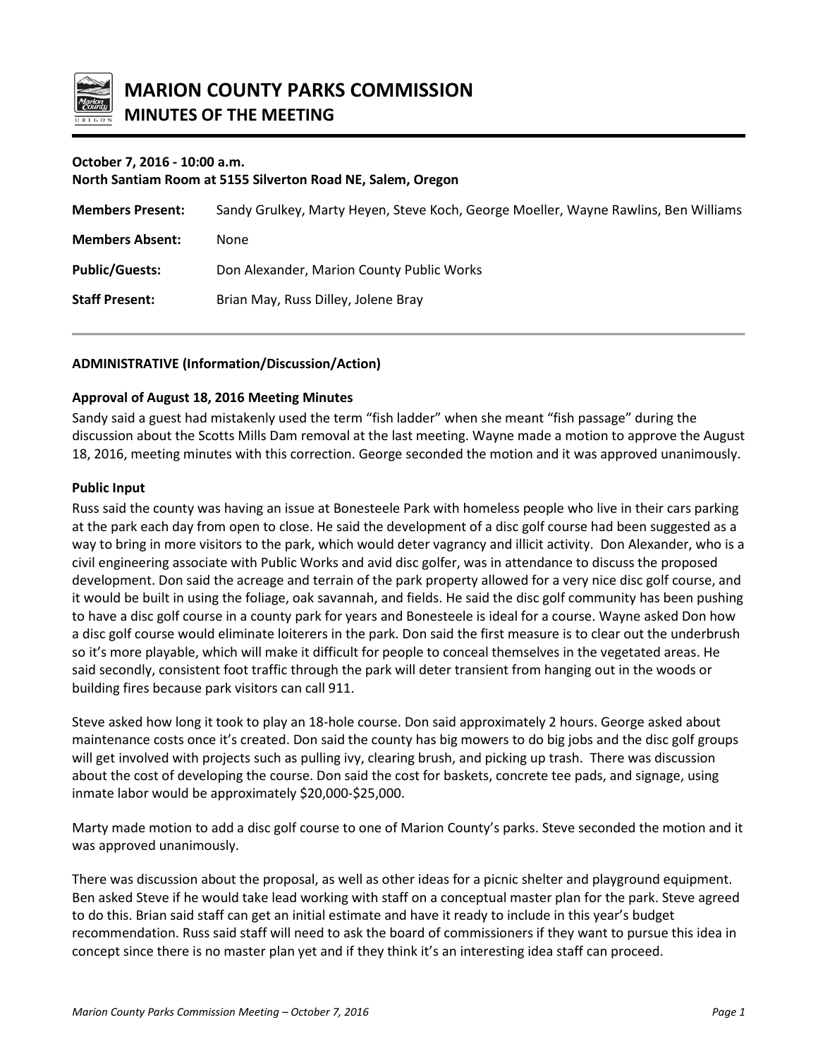# MARION COUNTY PARKS COMMISSION

## MINUTES OF THE MEETING

**October 7, 2016 - 10:00 a.m.**
**North Santiam Room at 5155 Silverton Road NE, Salem, Oregon**

| | |
|---|---|
| **Members Present:** | Sandy Grulkey, Marty Heyen, Steve Koch, George Moeller, Wayne Rawlins, Ben Williams |
| **Members Absent:** | None |
| **Public/Guests:** | Don Alexander, Marion County Public Works |
| **Staff Present:** | Brian May, Russ Dilley, Jolene Bray |

---

### ADMINISTRATIVE (Information/Discussion/Action)

#### Approval of August 18, 2016 Meeting Minutes

Sandy said a guest had mistakenly used the term "fish ladder" when she meant "fish passage" during the discussion about the Scotts Mills Dam removal at the last meeting. Wayne made a motion to approve the August 18, 2016, meeting minutes with this correction. George seconded the motion and it was approved unanimously.

#### Public Input

Russ said the county was having an issue at Bonesteele Park with homeless people who live in their cars parking at the park each day from open to close. He said the development of a disc golf course had been suggested as a way to bring in more visitors to the park, which would deter vagrancy and illicit activity. Don Alexander, who is a civil engineering associate with Public Works and avid disc golfer, was in attendance to discuss the proposed development. Don said the acreage and terrain of the park property allowed for a very nice disc golf course, and it would be built in using the foliage, oak savannah, and fields. He said the disc golf community has been pushing to have a disc golf course in a county park for years and Bonesteele is ideal for a course. Wayne asked Don how a disc golf course would eliminate loiterers in the park. Don said the first measure is to clear out the underbrush so it's more playable, which will make it difficult for people to conceal themselves in the vegetated areas. He said secondly, consistent foot traffic through the park will deter transient from hanging out in the woods or building fires because park visitors can call 911.

Steve asked how long it took to play an 18-hole course. Don said approximately 2 hours. George asked about maintenance costs once it's created. Don said the county has big mowers to do big jobs and the disc golf groups will get involved with projects such as pulling ivy, clearing brush, and picking up trash. There was discussion about the cost of developing the course. Don said the cost for baskets, concrete tee pads, and signage, using inmate labor would be approximately $20,000-$25,000.

Marty made motion to add a disc golf course to one of Marion County's parks. Steve seconded the motion and it was approved unanimously.

There was discussion about the proposal, as well as other ideas for a picnic shelter and playground equipment. Ben asked Steve if he would take lead working with staff on a conceptual master plan for the park. Steve agreed to do this. Brian said staff can get an initial estimate and have it ready to include in this year's budget recommendation. Russ said staff will need to ask the board of commissioners if they want to pursue this idea in concept since there is no master plan yet and if they think it's an interesting idea staff can proceed.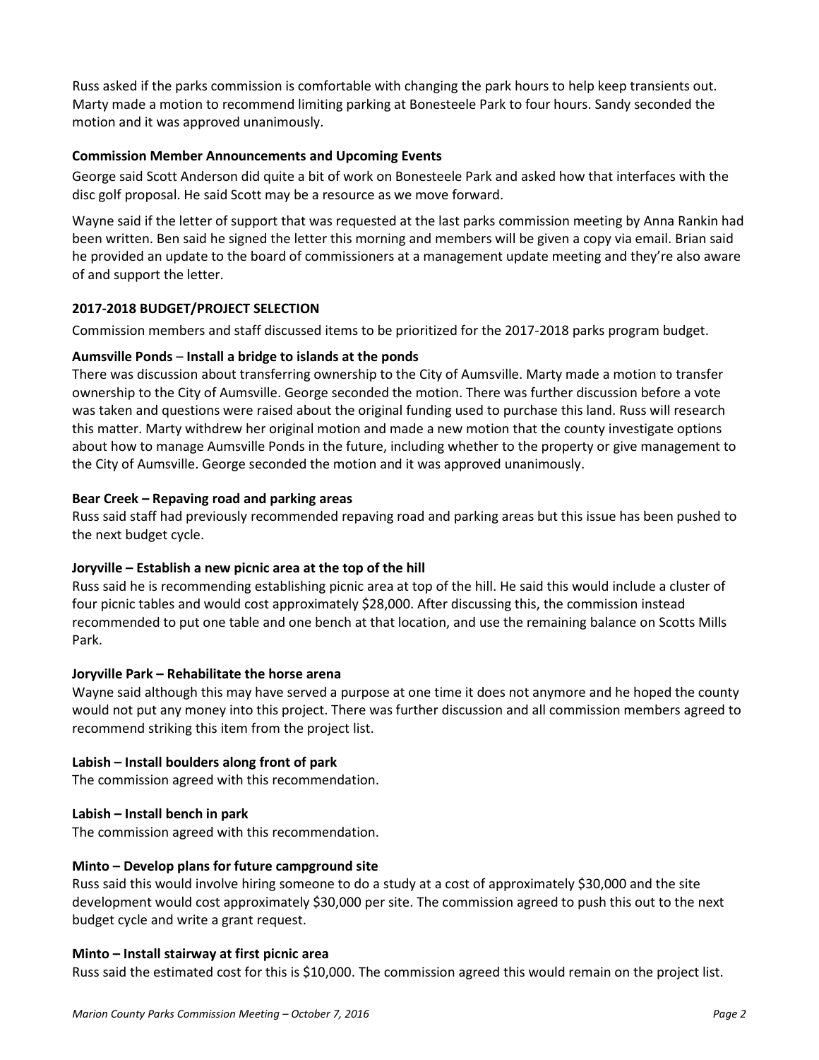Russ asked if the parks commission is comfortable with changing the park hours to help keep transients out. Marty made a motion to recommend limiting parking at Bonesteele Park to four hours. Sandy seconded the motion and it was approved unanimously.

**Commission Member Announcements and Upcoming Events**

George said Scott Anderson did quite a bit of work on Bonesteele Park and asked how that interfaces with the disc golf proposal. He said Scott may be a resource as we move forward.

Wayne said if the letter of support that was requested at the last parks commission meeting by Anna Rankin had been written. Ben said he signed the letter this morning and members will be given a copy via email. Brian said he provided an update to the board of commissioners at a management update meeting and they're also aware of and support the letter.

**2017-2018 BUDGET/PROJECT SELECTION**

Commission members and staff discussed items to be prioritized for the 2017-2018 parks program budget.

**Aumsville Ponds – Install a bridge to islands at the ponds**

There was discussion about transferring ownership to the City of Aumsville. Marty made a motion to transfer ownership to the City of Aumsville. George seconded the motion. There was further discussion before a vote was taken and questions were raised about the original funding used to purchase this land. Russ will research this matter. Marty withdrew her original motion and made a new motion that the county investigate options about how to manage Aumsville Ponds in the future, including whether to the property or give management to the City of Aumsville. George seconded the motion and it was approved unanimously.

**Bear Creek – Repaving road and parking areas**

Russ said staff had previously recommended repaving road and parking areas but this issue has been pushed to the next budget cycle.

**Joryville – Establish a new picnic area at the top of the hill**

Russ said he is recommending establishing picnic area at top of the hill. He said this would include a cluster of four picnic tables and would cost approximately $28,000. After discussing this, the commission instead recommended to put one table and one bench at that location, and use the remaining balance on Scotts Mills Park.

**Joryville Park – Rehabilitate the horse arena**

Wayne said although this may have served a purpose at one time it does not anymore and he hoped the county would not put any money into this project. There was further discussion and all commission members agreed to recommend striking this item from the project list.

**Labish – Install boulders along front of park**

The commission agreed with this recommendation.

**Labish – Install bench in park**

The commission agreed with this recommendation.

**Minto – Develop plans for future campground site**

Russ said this would involve hiring someone to do a study at a cost of approximately $30,000 and the site development would cost approximately $30,000 per site. The commission agreed to push this out to the next budget cycle and write a grant request.

**Minto – Install stairway at first picnic area**

Russ said the estimated cost for this is $10,000. The commission agreed this would remain on the project list.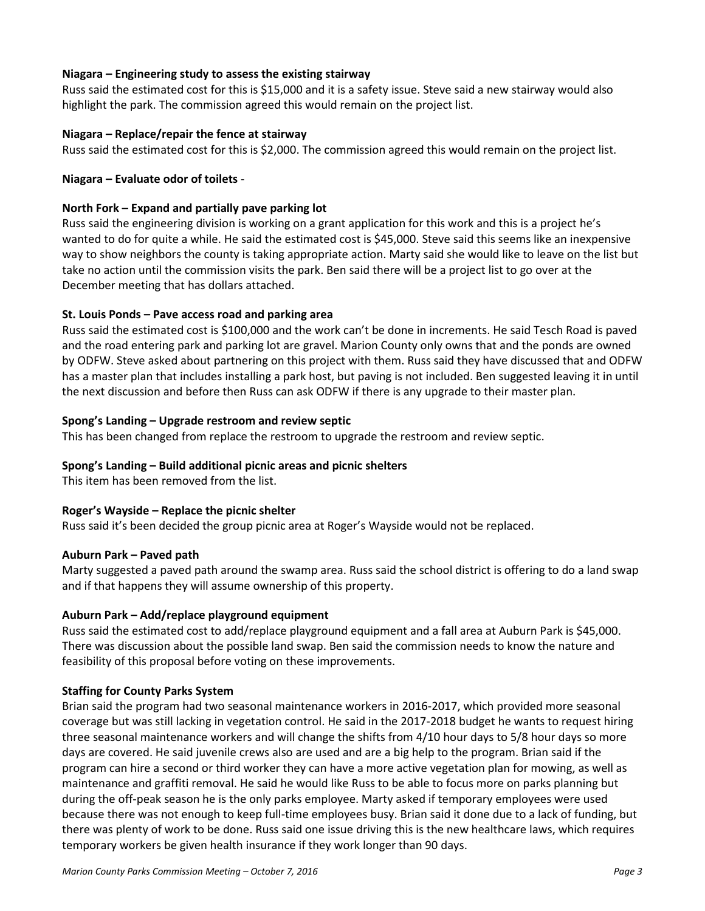**Niagara – Engineering study to assess the existing stairway**

Russ said the estimated cost for this is $15,000 and it is a safety issue. Steve said a new stairway would also highlight the park. The commission agreed this would remain on the project list.

**Niagara – Replace/repair the fence at stairway**

Russ said the estimated cost for this is $2,000. The commission agreed this would remain on the project list.

**Niagara – Evaluate odor of toilets** -

**North Fork – Expand and partially pave parking lot**

Russ said the engineering division is working on a grant application for this work and this is a project he's wanted to do for quite a while. He said the estimated cost is $45,000. Steve said this seems like an inexpensive way to show neighbors the county is taking appropriate action. Marty said she would like to leave on the list but take no action until the commission visits the park. Ben said there will be a project list to go over at the December meeting that has dollars attached.

**St. Louis Ponds – Pave access road and parking area**

Russ said the estimated cost is $100,000 and the work can't be done in increments. He said Tesch Road is paved and the road entering park and parking lot are gravel. Marion County only owns that and the ponds are owned by ODFW. Steve asked about partnering on this project with them. Russ said they have discussed that and ODFW has a master plan that includes installing a park host, but paving is not included. Ben suggested leaving it in until the next discussion and before then Russ can ask ODFW if there is any upgrade to their master plan.

**Spong's Landing – Upgrade restroom and review septic**

This has been changed from replace the restroom to upgrade the restroom and review septic.

**Spong's Landing – Build additional picnic areas and picnic shelters**

This item has been removed from the list.

**Roger's Wayside – Replace the picnic shelter**

Russ said it's been decided the group picnic area at Roger's Wayside would not be replaced.

**Auburn Park – Paved path**

Marty suggested a paved path around the swamp area. Russ said the school district is offering to do a land swap and if that happens they will assume ownership of this property.

**Auburn Park – Add/replace playground equipment**

Russ said the estimated cost to add/replace playground equipment and a fall area at Auburn Park is $45,000. There was discussion about the possible land swap. Ben said the commission needs to know the nature and feasibility of this proposal before voting on these improvements.

**Staffing for County Parks System**

Brian said the program had two seasonal maintenance workers in 2016-2017, which provided more seasonal coverage but was still lacking in vegetation control. He said in the 2017-2018 budget he wants to request hiring three seasonal maintenance workers and will change the shifts from 4/10 hour days to 5/8 hour days so more days are covered. He said juvenile crews also are used and are a big help to the program. Brian said if the program can hire a second or third worker they can have a more active vegetation plan for mowing, as well as maintenance and graffiti removal. He said he would like Russ to be able to focus more on parks planning but during the off-peak season he is the only parks employee. Marty asked if temporary employees were used because there was not enough to keep full-time employees busy. Brian said it done due to a lack of funding, but there was plenty of work to be done. Russ said one issue driving this is the new healthcare laws, which requires temporary workers be given health insurance if they work longer than 90 days.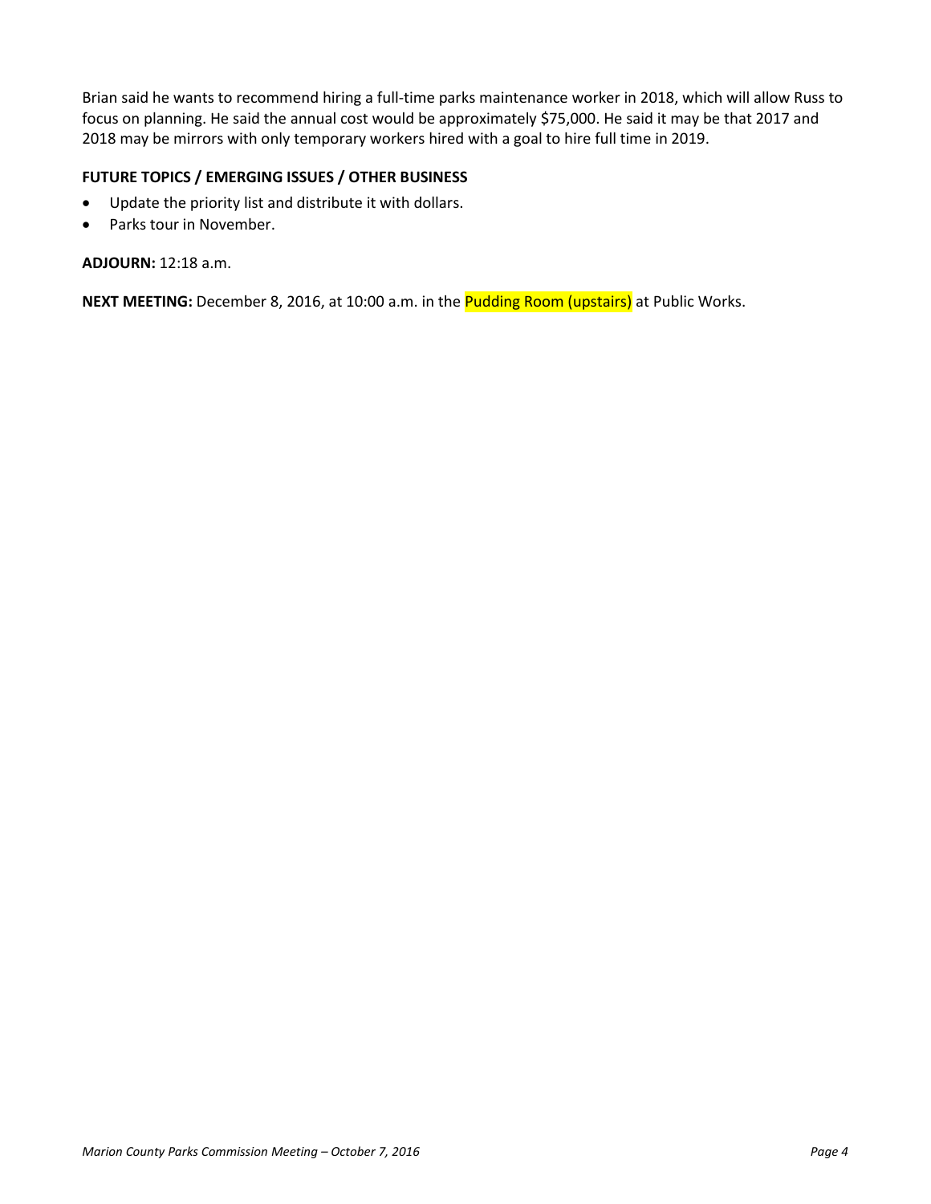Brian said he wants to recommend hiring a full-time parks maintenance worker in 2018, which will allow Russ to focus on planning. He said the annual cost would be approximately $75,000. He said it may be that 2017 and 2018 may be mirrors with only temporary workers hired with a goal to hire full time in 2019.

**FUTURE TOPICS / EMERGING ISSUES / OTHER BUSINESS**

- Update the priority list and distribute it with dollars.
- Parks tour in November.

**ADJOURN:** 12:18 a.m.

**NEXT MEETING:** December 8, 2016, at 10:00 a.m. in the Pudding Room (upstairs) at Public Works.